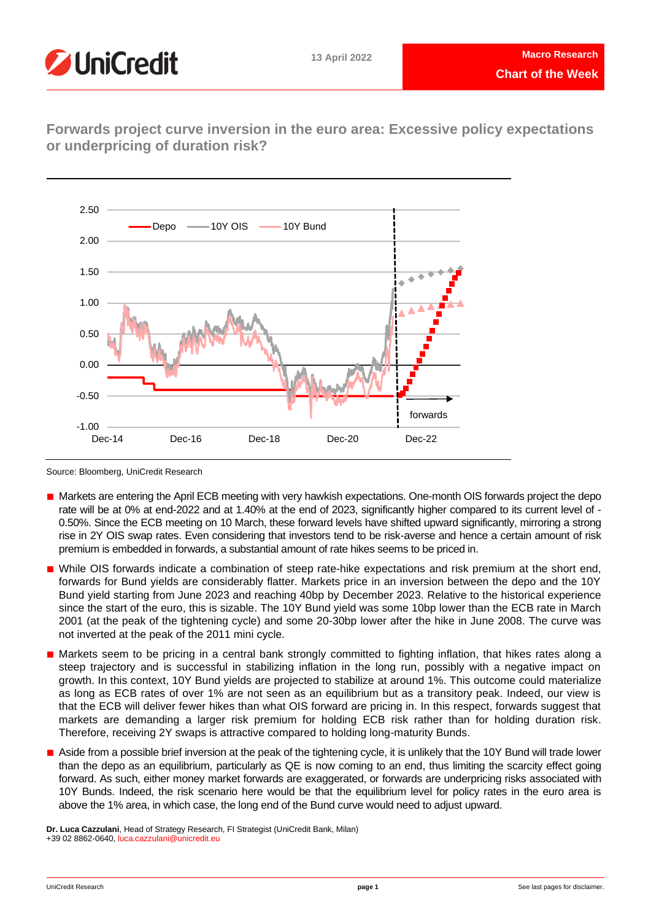**UniCredit**

13 April 2022

**Macro Research**

**Chart of the Week**

## Forwards project curve inversion in the euro area: Excessive policy expectations or underpricing of duration risk?

Source: Bloomberg, UniCredit Research

- Markets are entering the April ECB meeting with very hawkish expectations. One-month OIS forwards project the depo rate will be at 0% at end-2022 and at 1.40% at the end of 2023, significantly higher compared to its current level of -0.50%. Since the ECB meeting on 10 March, these forward levels have shifted upward significantly, mirroring a strong rise in 2Y OIS swap rates. Even considering that investors tend to be risk-averse and hence a certain amount of risk premium is embedded in forwards, a substantial amount of rate hikes seems to be priced in.
- While OIS forwards indicate a combination of steep rate-hike expectations and risk premium at the short end, forwards for Bund yields are considerably flatter. Markets price in an inversion between the depo and the 10Y Bund yield starting from June 2023 and reaching 40bp by December 2023. Relative to the historical experience since the start of the euro, this is sizable. The 10Y Bund yield was some 10bp lower than the ECB rate in March 2001 (at the peak of the tightening cycle) and some 20-30bp lower after the hike in June 2008. The curve was not inverted at the peak of the 2011 mini cycle.
- Markets seem to be pricing in a central bank strongly committed to fighting inflation, that hikes rates along a steep trajectory and is successful in stabilizing inflation in the long run, possibly with a negative impact on growth. In this context, 10Y Bund yields are projected to stabilize at around 1%. This outcome could materialize as long as ECB rates of over 1% are not seen as an equilibrium but as a transitory peak. Indeed, our view is that the ECB will deliver fewer hikes than what OIS forward are pricing in. In this respect, forwards suggest that markets are demanding a larger risk premium for holding ECB risk rather than for holding duration risk. Therefore, receiving 2Y swaps is attractive compared to holding long-maturity Bunds.
- Aside from a possible brief inversion at the peak of the tightening cycle, it is unlikely that the 10Y Bund will trade lower than the depo as an equilibrium, particularly as QE is now coming to an end, thus limiting the scarcity effect going forward. As such, either money market forwards are exaggerated, or forwards are underpricing risks associated with 10Y Bunds. Indeed, the risk scenario here would be that the equilibrium level for policy rates in the euro area is above the 1% area, in which case, the long end of the Bund curve would need to adjust upward.

**Dr. Luca Cazzulani**, Head of Strategy Research, FI Strategist (UniCredit Bank, Milan)
+39 02 8862-0640, luca.cazzulani@unicredit.eu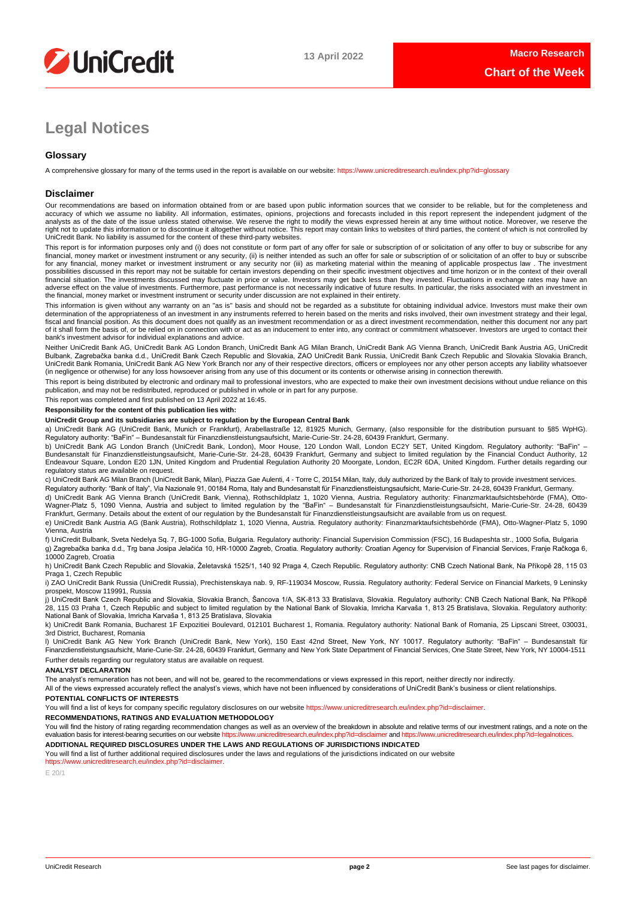# Legal Notices

## Glossary

A comprehensive glossary for many of the terms used in the report is available on our website: https://www.unicreditresearch.eu/index.php?id=glossary

## Disclaimer

Our recommendations are based on information obtained from or are based upon public information sources that we consider to be reliable, but for the completeness and accuracy of which we assume no liability. All information, estimates, opinions, projections and forecasts included in this report represent the independent judgment of the analysts as of the date of the issue unless stated otherwise. We reserve the right to modify the views expressed herein at any time without notice. Moreover, we reserve the right not to update this information or to discontinue it altogether without notice. This report may contain links to websites of third parties, the content of which is not controlled by UniCredit Bank. No liability is assumed for the content of these third-party websites.

This report is for information purposes only and (i) does not constitute or form part of any offer for sale or subscription of or solicitation of any offer to buy or subscribe for any financial, money market or investment instrument or any security, (ii) is neither intended as such an offer for sale or subscription of or solicitation of an offer to buy or subscribe for any financial, money market or investment instrument or any security nor (iii) as marketing material within the meaning of applicable prospectus law . The investment possibilities discussed in this report may not be suitable for certain investors depending on their specific investment objectives and time horizon or in the context of their overall financial situation. The investments discussed may fluctuate in price or value. Investors may get back less than they invested. Fluctuations in exchange rates may have an adverse effect on the value of investments. Furthermore, past performance is not necessarily indicative of future results. In particular, the risks associated with an investment in the financial, money market or investment instrument or security under discussion are not explained in their entirety.

This information is given without any warranty on an "as is" basis and should not be regarded as a substitute for obtaining individual advice. Investors must make their own determination of the appropriateness of an investment in any instruments referred to herein based on the merits and risks involved, their own investment strategy and their legal, fiscal and financial position. As this document does not qualify as an investment recommendation or as a direct investment recommendation, neither this document nor any part of it shall form the basis of, or be relied on in connection with or act as an inducement to enter into, any contract or commitment whatsoever. Investors are urged to contact their bank's investment advisor for individual explanations and advice.

Neither UniCredit Bank AG, UniCredit Bank AG London Branch, UniCredit Bank AG Milan Branch, UniCredit Bank AG Vienna Branch, UniCredit Bank Austria AG, UniCredit Bulbank, Zagrebačka banka d.d., UniCredit Bank Czech Republic and Slovakia, ZAO UniCredit Bank Russia, UniCredit Bank Czech Republic and Slovakia Slovakia Branch, UniCredit Bank Romania, UniCredit Bank AG New York Branch nor any of their respective directors, officers or employees nor any other person accepts any liability whatsoever (in negligence or otherwise) for any loss howsoever arising from any use of this document or its contents or otherwise arising in connection therewith.

This report is being distributed by electronic and ordinary mail to professional investors, who are expected to make their own investment decisions without undue reliance on this publication, and may not be redistributed, reproduced or published in whole or in part for any purpose.

This report was completed and first published on 13 April 2022 at 16:45.

**Responsibility for the content of this publication lies with:**

**UniCredit Group and its subsidiaries are subject to regulation by the European Central Bank**

a) UniCredit Bank AG (UniCredit Bank, Munich or Frankfurt), Arabellastraße 12, 81925 Munich, Germany, (also responsible for the distribution pursuant to §85 WpHG). Regulatory authority: "BaFin" – Bundesanstalt für Finanzdienstleistungsaufsicht, Marie-Curie-Str. 24-28, 60439 Frankfurt, Germany.

b) UniCredit Bank AG London Branch (UniCredit Bank, London), Moor House, 120 London Wall, London EC2Y 5ET, United Kingdom. Regulatory authority: "BaFin" – Bundesanstalt für Finanzdienstleistungsaufsicht, Marie-Curie-Str. 24-28, 60439 Frankfurt, Germany and subject to limited regulation by the Financial Conduct Authority, 12 Endeavour Square, London E20 1JN, United Kingdom and Prudential Regulation Authority 20 Moorgate, London, EC2R 6DA, United Kingdom. Further details regarding our regulatory status are available on request.

c) UniCredit Bank AG Milan Branch (UniCredit Bank, Milan), Piazza Gae Aulenti, 4 - Torre C, 20154 Milan, Italy, duly authorized by the Bank of Italy to provide investment services.

Regulatory authority: "Bank of Italy", Via Nazionale 91, 00184 Roma, Italy and Bundesanstalt für Finanzdienstleistungsaufsicht, Marie-Curie-Str. 24-28, 60439 Frankfurt, Germany.

d) UniCredit Bank AG Vienna Branch (UniCredit Bank, Vienna), Rothschildplatz 1, 1020 Vienna, Austria. Regulatory authority: Finanzmarktaufsichtsbehörde (FMA), Otto-Wagner-Platz 5, 1090 Vienna, Austria and subject to limited regulation by the "BaFin" – Bundesanstalt für Finanzdienstleistungsaufsicht, Marie-Curie-Str. 24-28, 60439 Frankfurt, Germany. Details about the extent of our regulation by the Bundesanstalt für Finanzdienstleistungsaufsicht are available from us on request.

e) UniCredit Bank Austria AG (Bank Austria), Rothschildplatz 1, 1020 Vienna, Austria. Regulatory authority: Finanzmarktaufsichtsbehörde (FMA), Otto-Wagner-Platz 5, 1090 Vienna, Austria

f) UniCredit Bulbank, Sveta Nedelya Sq. 7, BG-1000 Sofia, Bulgaria. Regulatory authority: Financial Supervision Commission (FSC), 16 Budapeshta str., 1000 Sofia, Bulgaria

g) Zagrebačka banka d.d., Trg bana Josipa Jelačića 10, HR-10000 Zagreb, Croatia. Regulatory authority: Croatian Agency for Supervision of Financial Services, Franje Račkoga 6, 10000 Zagreb, Croatia

h) UniCredit Bank Czech Republic and Slovakia, Želetavská 1525/1, 140 92 Praga 4, Czech Republic. Regulatory authority: CNB Czech National Bank, Na Příkopě 28, 115 03 Praga 1, Czech Republic

i) ZAO UniCredit Bank Russia (UniCredit Russia), Prechistenskaya nab. 9, RF-119034 Moscow, Russia. Regulatory authority: Federal Service on Financial Markets, 9 Leninsky prospekt, Moscow 119991, Russia

j) UniCredit Bank Czech Republic and Slovakia, Slovakia Branch, Šancova 1/A, SK-813 33 Bratislava, Slovakia. Regulatory authority: CNB Czech National Bank, Na Příkopě 28, 115 03 Praha 1, Czech Republic and subject to limited regulation by the National Bank of Slovakia, Imricha Karvaša 1, 813 25 Bratislava, Slovakia. Regulatory authority: National Bank of Slovakia, Imricha Karvaša 1, 813 25 Bratislava, Slovakia

k) UniCredit Bank Romania, Bucharest 1F Expozitiei Boulevard, 012101 Bucharest 1, Romania. Regulatory authority: National Bank of Romania, 25 Lipscani Street, 030031, 3rd District, Bucharest, Romania

l) UniCredit Bank AG New York Branch (UniCredit Bank, New York), 150 East 42nd Street, New York, NY 10017. Regulatory authority: "BaFin" – Bundesanstalt für Finanzdienstleistungsaufsicht, Marie-Curie-Str. 24-28, 60439 Frankfurt, Germany and New York State Department of Financial Services, One State Street, New York, NY 10004-1511

Further details regarding our regulatory status are available on request.

**ANALYST DECLARATION**

The analyst's remuneration has not been, and will not be, geared to the recommendations or views expressed in this report, neither directly nor indirectly.

All of the views expressed accurately reflect the analyst's views, which have not been influenced by considerations of UniCredit Bank's business or client relationships.

**POTENTIAL CONFLICTS OF INTERESTS**

You will find a list of keys for company specific regulatory disclosures on our website https://www.unicreditresearch.eu/index.php?id=disclaimer.

**RECOMMENDATIONS, RATINGS AND EVALUATION METHODOLOGY**

You will find the history of rating regarding recommendation changes as well as an overview of the breakdown in absolute and relative terms of our investment ratings, and a note on the evaluation basis for interest-bearing securities on our website https://www.unicreditresearch.eu/index.php?id=disclaimer and https://www.unicreditresearch.eu/index.php?id=legalnotices.

**ADDITIONAL REQUIRED DISCLOSURES UNDER THE LAWS AND REGULATIONS OF JURISDICTIONS INDICATED**

You will find a list of further additional required disclosures under the laws and regulations of the jurisdictions indicated on our website https://www.unicreditresearch.eu/index.php?id=disclaimer.

E 20/1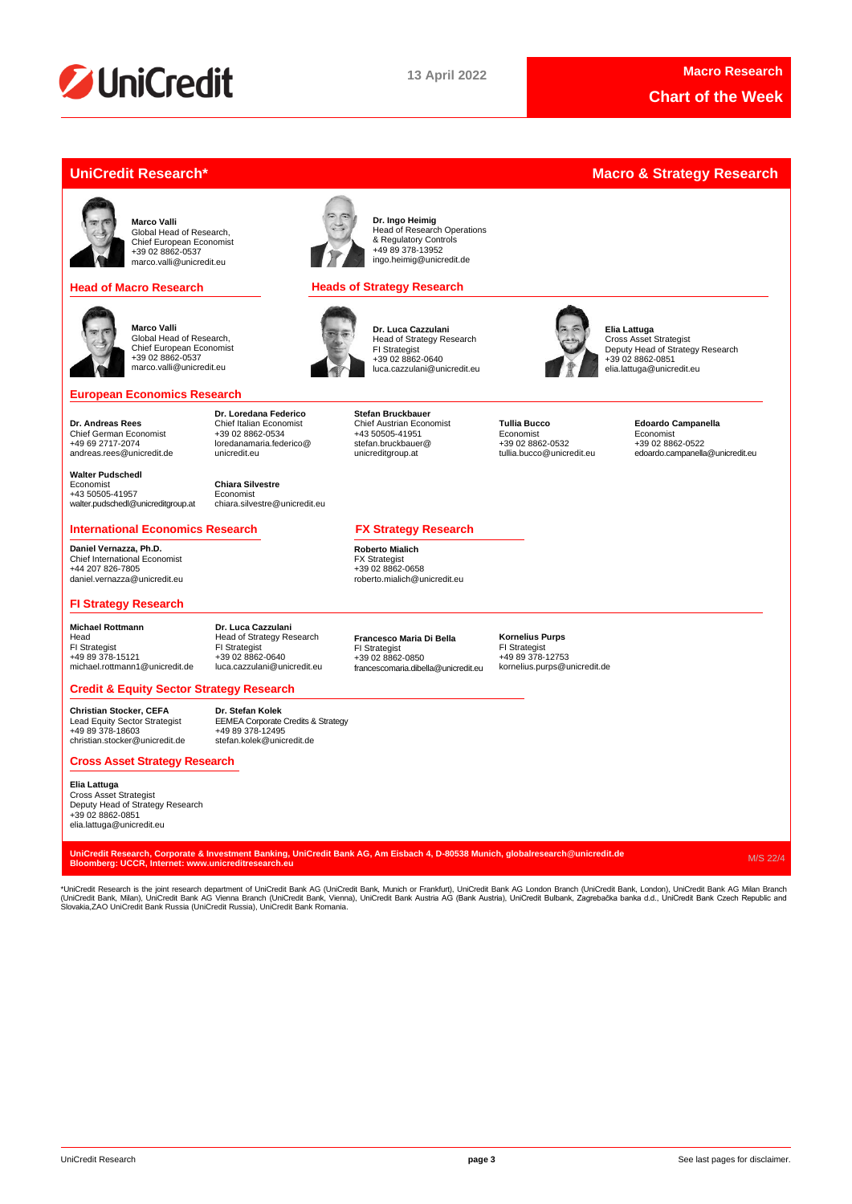# UniCredit Research*

## Macro & Strategy Research

**Marco Valli**
Global Head of Research,
Chief European Economist
+39 02 8862-0537
marco.valli@unicredit.eu

**Dr. Ingo Heimig**
Head of Research Operations
& Regulatory Controls
+49 89 378-13952
ingo.heimig@unicredit.de

### Head of Macro Research

**Marco Valli**
Global Head of Research,
Chief European Economist
+39 02 8862-0537
marco.valli@unicredit.eu

### Heads of Strategy Research

**Dr. Luca Cazzulani**
Head of Strategy Research
FI Strategist
+39 02 8862-0640
luca.cazzulani@unicredit.eu

**Elia Lattuga**
Cross Asset Strategist
Deputy Head of Strategy Research
+39 02 8862-0851
elia.lattuga@unicredit.eu

### European Economics Research

**Dr. Andreas Rees**
Chief German Economist
+49 69 2717-2074
andreas.rees@unicredit.de

**Dr. Loredana Federico**
Chief Italian Economist
+39 02 8862-0534
loredanamaria.federico@unicredit.eu

**Stefan Bruckbauer**
Chief Austrian Economist
+43 50505-41951
stefan.bruckbauer@unicreditgroup.at

**Tullia Bucco**
Economist
+39 02 8862-0532
tullia.bucco@unicredit.eu

**Edoardo Campanella**
Economist
+39 02 8862-0522
edoardo.campanella@unicredit.eu

**Walter Pudschedl**
Economist
+43 50505-41957
walter.pudschedl@unicreditgroup.at

**Chiara Silvestre**
Economist
chiara.silvestre@unicredit.eu

### International Economics Research

**Daniel Vernazza, Ph.D.**
Chief International Economist
+44 207 826-7805
daniel.vernazza@unicredit.eu

### FX Strategy Research

**Roberto Mialich**
FX Strategist
+39 02 8862-0658
roberto.mialich@unicredit.eu

### FI Strategy Research

**Michael Rottmann**
Head
FI Strategist
+49 89 378-15121
michael.rottmann1@unicredit.de

**Dr. Luca Cazzulani**
Head of Strategy Research
FI Strategist
+39 02 8862-0640
luca.cazzulani@unicredit.eu

**Francesco Maria Di Bella**
FI Strategist
+39 02 8862-0850
francescomaria.dibella@unicredit.eu

**Kornelius Purps**
FI Strategist
+49 89 378-12753
kornelius.purps@unicredit.de

### Credit & Equity Sector Strategy Research

**Christian Stocker, CEFA**
Lead Equity Sector Strategist
+49 89 378-18603
christian.stocker@unicredit.de

**Dr. Stefan Kolek**
EEMEA Corporate Credits & Strategy
+49 89 378-12495
stefan.kolek@unicredit.de

### Cross Asset Strategy Research

**Elia Lattuga**
Cross Asset Strategist
Deputy Head of Strategy Research
+39 02 8862-0851
elia.lattuga@unicredit.eu

**UniCredit Research, Corporate & Investment Banking, UniCredit Bank AG, Am Eisbach 4, D-80538 Munich, globalresearch@unicredit.de**
**Bloomberg: UCCR, Internet: www.unicreditresearch.eu**

M/S 22/4

*UniCredit Research is the joint research department of UniCredit Bank AG (UniCredit Bank, Munich or Frankfurt), UniCredit Bank AG London Branch (UniCredit Bank, London), UniCredit Bank AG Milan Branch (UniCredit Bank, Milan), UniCredit Bank AG Vienna Branch (UniCredit Bank, Vienna), UniCredit Bank Austria AG (Bank Austria), UniCredit Bulbank, Zagrebačka banka d.d., UniCredit Bank Czech Republic and Slovakia,ZAO UniCredit Bank Russia (UniCredit Russia), UniCredit Bank Romania.

See last pages for disclaimer.